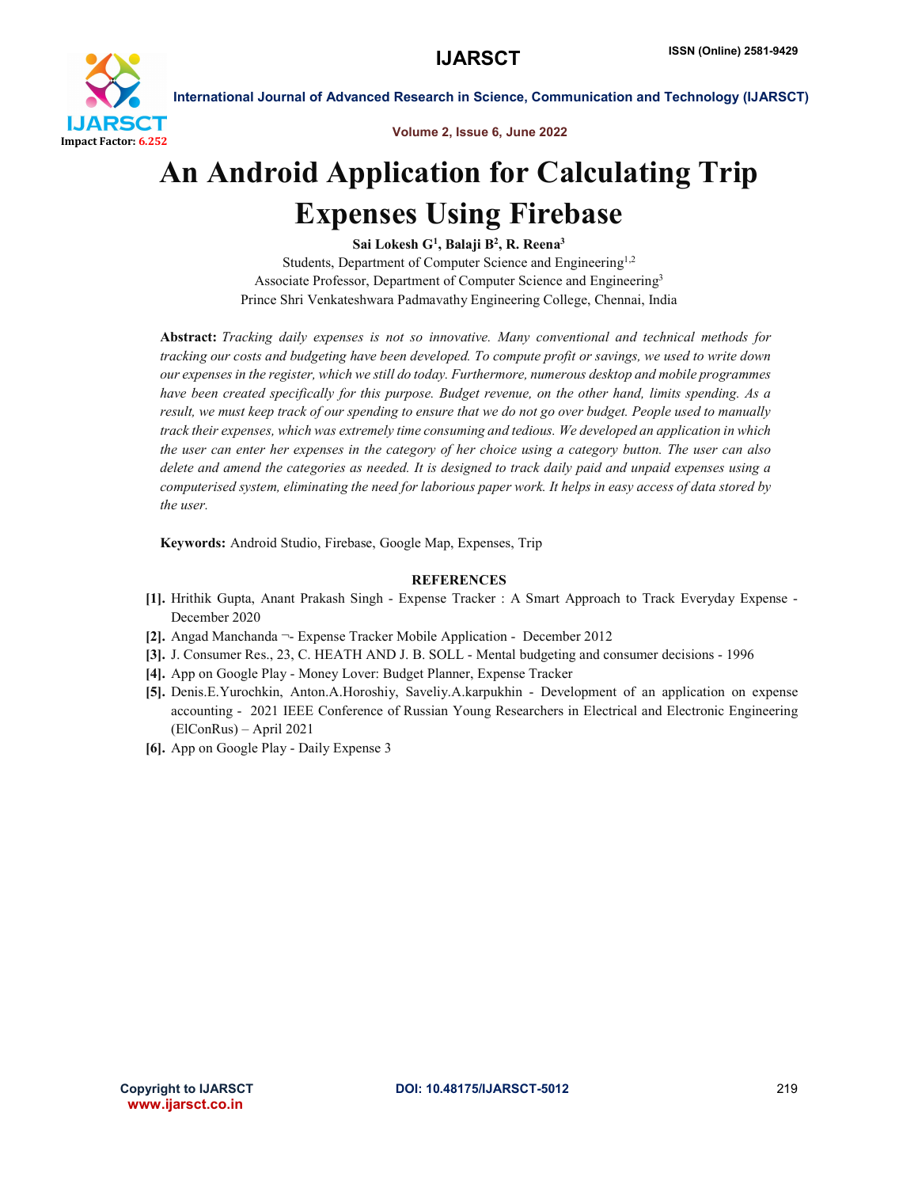# An Android Application for Calculating Trip Expenses Using Firebase

**Sai Lokesh G[1], Balaji B[2], R. Reena[3]**

Students, Department of Computer Science and Engineering[1,2]

Associate Professor, Department of Computer Science and Engineering[3]

Prince Shri Venkateshwara Padmavathy Engineering College, Chennai, India

**Abstract:** *Tracking daily expenses is not so innovative. Many conventional and technical methods for tracking our costs and budgeting have been developed. To compute profit or savings, we used to write down our expenses in the register, which we still do today. Furthermore, numerous desktop and mobile programmes have been created specifically for this purpose. Budget revenue, on the other hand, limits spending. As a result, we must keep track of our spending to ensure that we do not go over budget. People used to manually track their expenses, which was extremely time consuming and tedious. We developed an application in which the user can enter her expenses in the category of her choice using a category button. The user can also delete and amend the categories as needed. It is designed to track daily paid and unpaid expenses using a computerised system, eliminating the need for laborious paper work. It helps in easy access of data stored by the user.*

**Keywords:** Android Studio, Firebase, Google Map, Expenses, Trip

## REFERENCES

**[1].** Hrithik Gupta, Anant Prakash Singh - Expense Tracker : A Smart Approach to Track Everyday Expense - December 2020

**[2].** Angad Manchanda ¬- Expense Tracker Mobile Application - December 2012

**[3].** J. Consumer Res., 23, C. HEATH AND J. B. SOLL - Mental budgeting and consumer decisions - 1996

**[4].** App on Google Play - Money Lover: Budget Planner, Expense Tracker

**[5].** Denis.E.Yurochkin, Anton.A.Horoshiy, Saveliy.A.karpukhin - Development of an application on expense accounting - 2021 IEEE Conference of Russian Young Researchers in Electrical and Electronic Engineering (ElConRus) – April 2021

**[6].** App on Google Play - Daily Expense 3